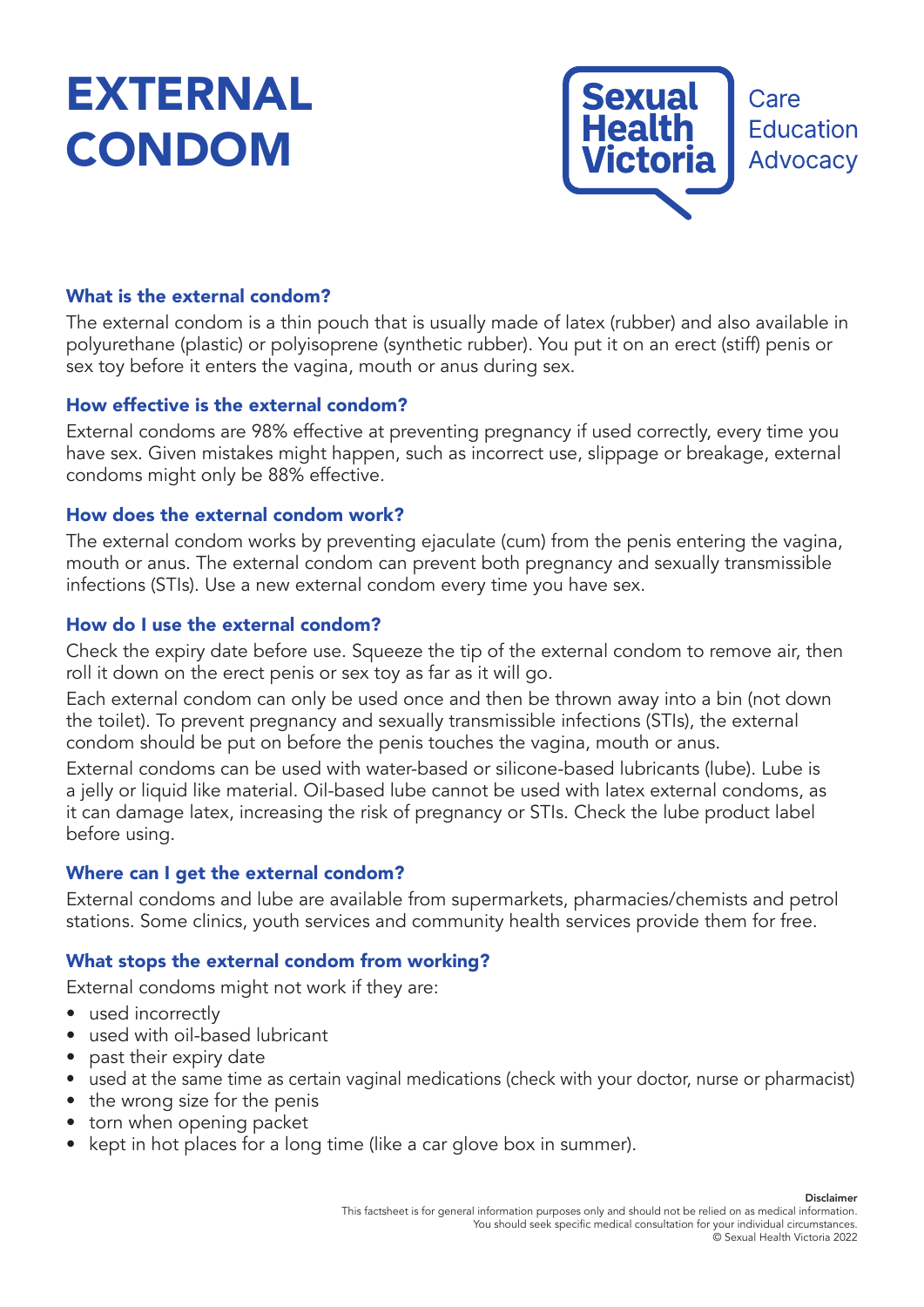# EXTERNAL CONDOM

Sexual Health Victoria

Care
Education
Advocacy

### What is the external condom?

The external condom is a thin pouch that is usually made of latex (rubber) and also available in polyurethane (plastic) or polyisoprene (synthetic rubber). You put it on an erect (stiff) penis or sex toy before it enters the vagina, mouth or anus during sex.

### How effective is the external condom?

External condoms are 98% effective at preventing pregnancy if used correctly, every time you have sex. Given mistakes might happen, such as incorrect use, slippage or breakage, external condoms might only be 88% effective.

### How does the external condom work?

The external condom works by preventing ejaculate (cum) from the penis entering the vagina, mouth or anus. The external condom can prevent both pregnancy and sexually transmissible infections (STIs). Use a new external condom every time you have sex.

### How do I use the external condom?

Check the expiry date before use. Squeeze the tip of the external condom to remove air, then roll it down on the erect penis or sex toy as far as it will go.

Each external condom can only be used once and then be thrown away into a bin (not down the toilet). To prevent pregnancy and sexually transmissible infections (STIs), the external condom should be put on before the penis touches the vagina, mouth or anus.

External condoms can be used with water-based or silicone-based lubricants (lube). Lube is a jelly or liquid like material. Oil-based lube cannot be used with latex external condoms, as it can damage latex, increasing the risk of pregnancy or STIs. Check the lube product label before using.

### Where can I get the external condom?

External condoms and lube are available from supermarkets, pharmacies/chemists and petrol stations. Some clinics, youth services and community health services provide them for free.

### What stops the external condom from working?

External condoms might not work if they are:

- used incorrectly
- used with oil-based lubricant
- past their expiry date
- used at the same time as certain vaginal medications (check with your doctor, nurse or pharmacist)
- the wrong size for the penis
- torn when opening packet
- kept in hot places for a long time (like a car glove box in summer).

**Disclaimer**
This factsheet is for general information purposes only and should not be relied on as medical information.
You should seek specific medical consultation for your individual circumstances.
© Sexual Health Victoria 2022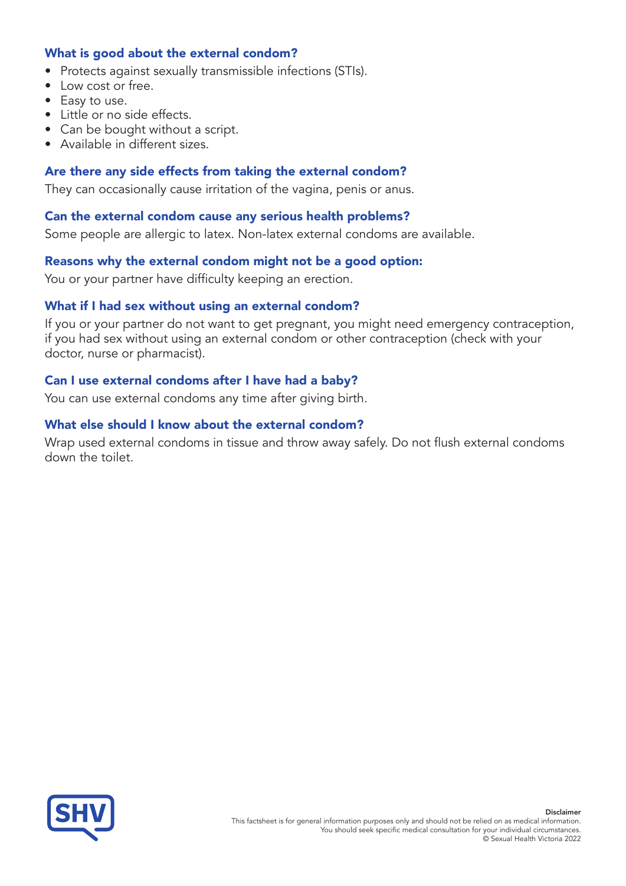### What is good about the external condom?

- Protects against sexually transmissible infections (STIs).
- Low cost or free.
- Easy to use.
- Little or no side effects.
- Can be bought without a script.
- Available in different sizes.

### Are there any side effects from taking the external condom?

They can occasionally cause irritation of the vagina, penis or anus.

### Can the external condom cause any serious health problems?

Some people are allergic to latex. Non-latex external condoms are available.

### Reasons why the external condom might not be a good option:

You or your partner have difficulty keeping an erection.

### What if I had sex without using an external condom?

If you or your partner do not want to get pregnant, you might need emergency contraception, if you had sex without using an external condom or other contraception (check with your doctor, nurse or pharmacist).

### Can I use external condoms after I have had a baby?

You can use external condoms any time after giving birth.

### What else should I know about the external condom?

Wrap used external condoms in tissue and throw away safely. Do not flush external condoms down the toilet.

SHV

**Disclaimer**
This factsheet is for general information purposes only and should not be relied on as medical information.
You should seek specific medical consultation for your individual circumstances.
© Sexual Health Victoria 2022